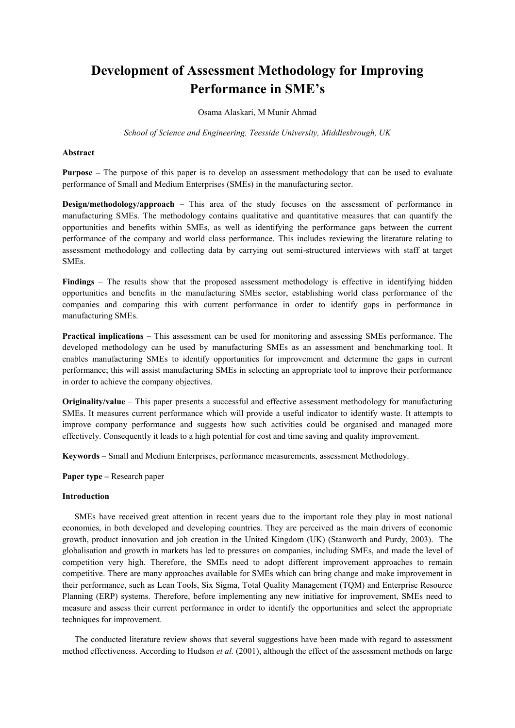# Development of Assessment Methodology for Improving Performance in SME's

Osama Alaskari, M Munir Ahmad

*School of Science and Engineering, Teesside University, Middlesbrough, UK*

**Abstract**

**Purpose –** The purpose of this paper is to develop an assessment methodology that can be used to evaluate performance of Small and Medium Enterprises (SMEs) in the manufacturing sector.

**Design/methodology/approach** – This area of the study focuses on the assessment of performance in manufacturing SMEs. The methodology contains qualitative and quantitative measures that can quantify the opportunities and benefits within SMEs, as well as identifying the performance gaps between the current performance of the company and world class performance. This includes reviewing the literature relating to assessment methodology and collecting data by carrying out semi-structured interviews with staff at target SMEs.

**Findings** – The results show that the proposed assessment methodology is effective in identifying hidden opportunities and benefits in the manufacturing SMEs sector, establishing world class performance of the companies and comparing this with current performance in order to identify gaps in performance in manufacturing SMEs.

**Practical implications** – This assessment can be used for monitoring and assessing SMEs performance. The developed methodology can be used by manufacturing SMEs as an assessment and benchmarking tool. It enables manufacturing SMEs to identify opportunities for improvement and determine the gaps in current performance; this will assist manufacturing SMEs in selecting an appropriate tool to improve their performance in order to achieve the company objectives.

**Originality/value** – This paper presents a successful and effective assessment methodology for manufacturing SMEs. It measures current performance which will provide a useful indicator to identify waste. It attempts to improve company performance and suggests how such activities could be organised and managed more effectively. Consequently it leads to a high potential for cost and time saving and quality improvement.

**Keywords** – Small and Medium Enterprises, performance measurements, assessment Methodology.

**Paper type –** Research paper

**Introduction**

SMEs have received great attention in recent years due to the important role they play in most national economies, in both developed and developing countries. They are perceived as the main drivers of economic growth, product innovation and job creation in the United Kingdom (UK) (Stanworth and Purdy, 2003). The globalisation and growth in markets has led to pressures on companies, including SMEs, and made the level of competition very high. Therefore, the SMEs need to adopt different improvement approaches to remain competitive. There are many approaches available for SMEs which can bring change and make improvement in their performance, such as Lean Tools, Six Sigma, Total Quality Management (TQM) and Enterprise Resource Planning (ERP) systems. Therefore, before implementing any new initiative for improvement, SMEs need to measure and assess their current performance in order to identify the opportunities and select the appropriate techniques for improvement.

The conducted literature review shows that several suggestions have been made with regard to assessment method effectiveness. According to Hudson *et al.* (2001), although the effect of the assessment methods on large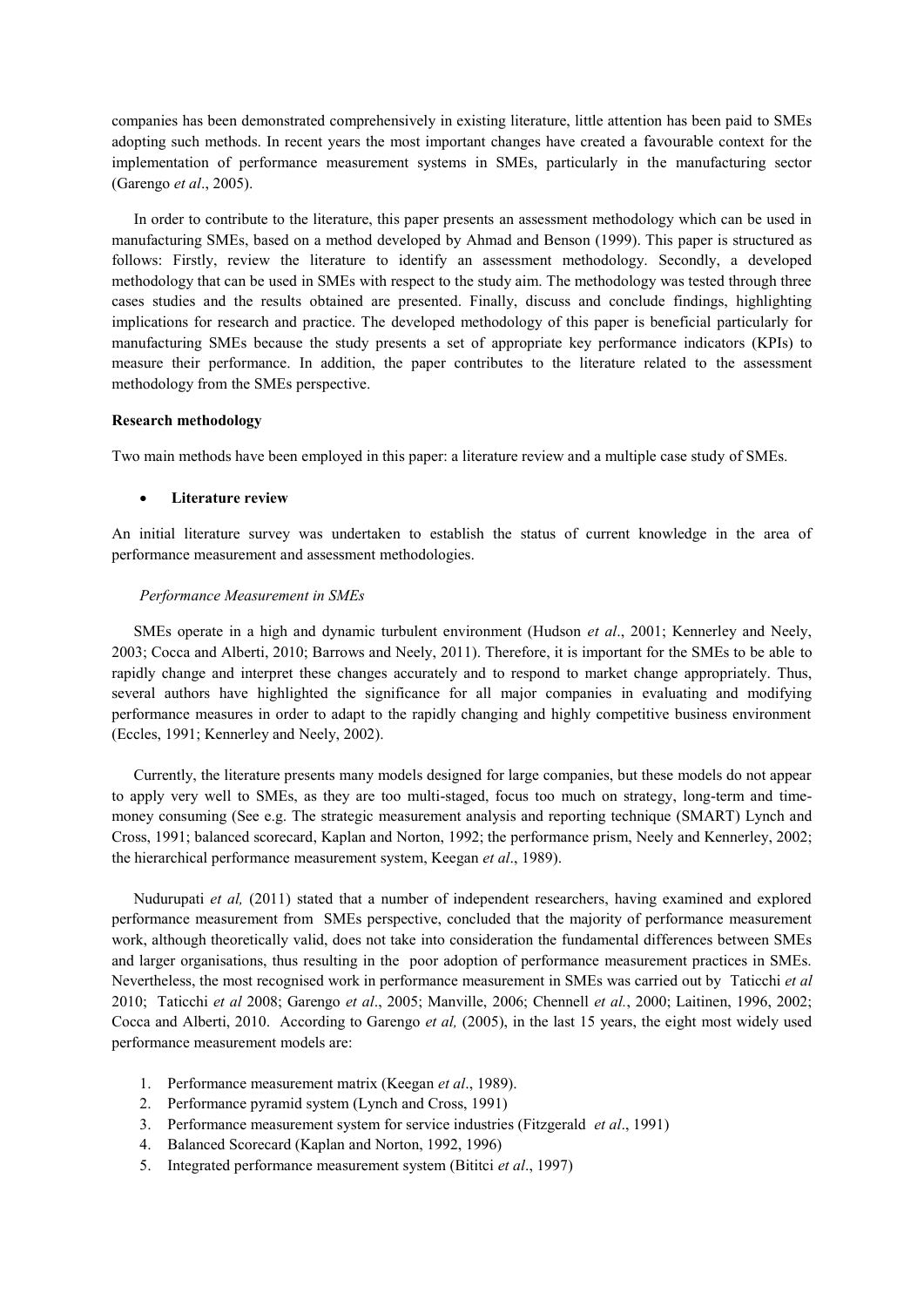companies has been demonstrated comprehensively in existing literature, little attention has been paid to SMEs adopting such methods. In recent years the most important changes have created a favourable context for the implementation of performance measurement systems in SMEs, particularly in the manufacturing sector (Garengo *et al*., 2005).

In order to contribute to the literature, this paper presents an assessment methodology which can be used in manufacturing SMEs, based on a method developed by Ahmad and Benson (1999). This paper is structured as follows: Firstly, review the literature to identify an assessment methodology. Secondly, a developed methodology that can be used in SMEs with respect to the study aim. The methodology was tested through three cases studies and the results obtained are presented. Finally, discuss and conclude findings, highlighting implications for research and practice. The developed methodology of this paper is beneficial particularly for manufacturing SMEs because the study presents a set of appropriate key performance indicators (KPIs) to measure their performance. In addition, the paper contributes to the literature related to the assessment methodology from the SMEs perspective.

**Research methodology**

Two main methods have been employed in this paper: a literature review and a multiple case study of SMEs.

- **Literature review**

An initial literature survey was undertaken to establish the status of current knowledge in the area of performance measurement and assessment methodologies.

*Performance Measurement in SMEs*

SMEs operate in a high and dynamic turbulent environment (Hudson *et al*., 2001; Kennerley and Neely, 2003; Cocca and Alberti, 2010; Barrows and Neely, 2011). Therefore, it is important for the SMEs to be able to rapidly change and interpret these changes accurately and to respond to market change appropriately. Thus, several authors have highlighted the significance for all major companies in evaluating and modifying performance measures in order to adapt to the rapidly changing and highly competitive business environment (Eccles, 1991; Kennerley and Neely, 2002).

Currently, the literature presents many models designed for large companies, but these models do not appear to apply very well to SMEs, as they are too multi-staged, focus too much on strategy, long-term and time-money consuming (See e.g. The strategic measurement analysis and reporting technique (SMART) Lynch and Cross, 1991; balanced scorecard, Kaplan and Norton, 1992; the performance prism, Neely and Kennerley, 2002; the hierarchical performance measurement system, Keegan *et al*., 1989).

Nudurupati *et al,* (2011) stated that a number of independent researchers, having examined and explored performance measurement from SMEs perspective, concluded that the majority of performance measurement work, although theoretically valid, does not take into consideration the fundamental differences between SMEs and larger organisations, thus resulting in the poor adoption of performance measurement practices in SMEs. Nevertheless, the most recognised work in performance measurement in SMEs was carried out by Taticchi *et al* 2010; Taticchi *et al* 2008; Garengo *et al*., 2005; Manville, 2006; Chennell *et al.*, 2000; Laitinen, 1996, 2002; Cocca and Alberti, 2010. According to Garengo *et al,* (2005), in the last 15 years, the eight most widely used performance measurement models are:

1. Performance measurement matrix (Keegan *et al*., 1989).
2. Performance pyramid system (Lynch and Cross, 1991)
3. Performance measurement system for service industries (Fitzgerald *et al*., 1991)
4. Balanced Scorecard (Kaplan and Norton, 1992, 1996)
5. Integrated performance measurement system (Bititci *et al*., 1997)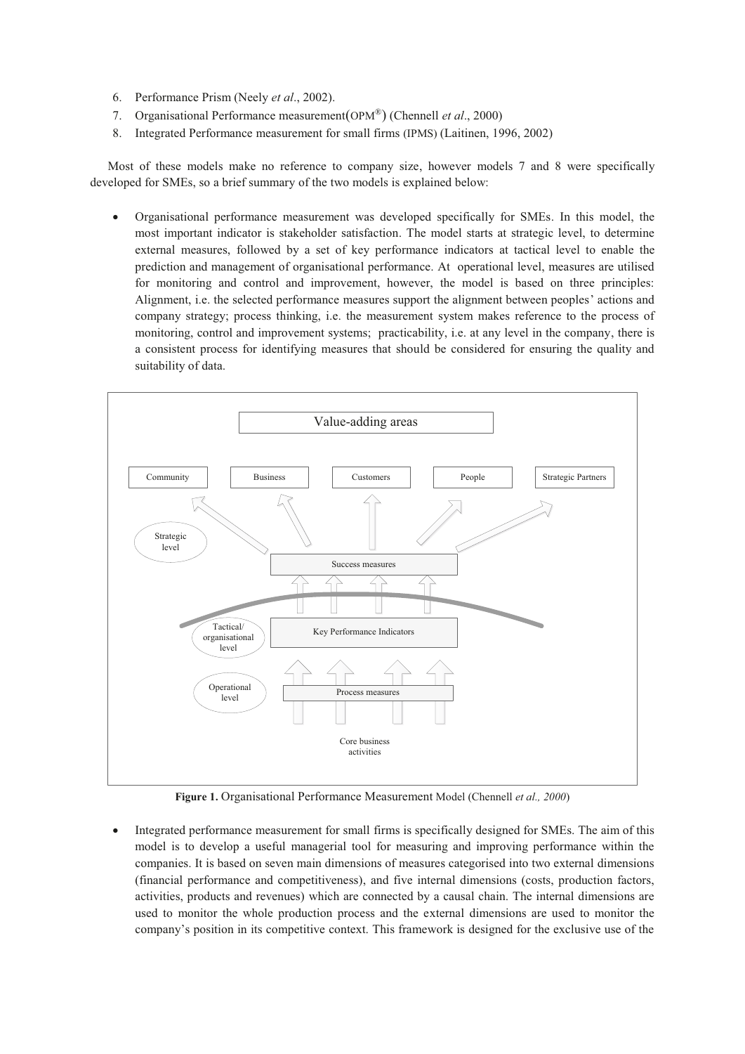6. Performance Prism (Neely *et al*., 2002).
7. Organisational Performance measurement(OPM®) (Chennell *et al*., 2000)
8. Integrated Performance measurement for small firms (IPMS) (Laitinen, 1996, 2002)

Most of these models make no reference to company size, however models 7 and 8 were specifically developed for SMEs, so a brief summary of the two models is explained below:

- Organisational performance measurement was developed specifically for SMEs. In this model, the most important indicator is stakeholder satisfaction. The model starts at strategic level, to determine external measures, followed by a set of key performance indicators at tactical level to enable the prediction and management of organisational performance. At operational level, measures are utilised for monitoring and control and improvement, however, the model is based on three principles: Alignment, i.e. the selected performance measures support the alignment between peoples' actions and company strategy; process thinking, i.e. the measurement system makes reference to the process of monitoring, control and improvement systems; practicability, i.e. at any level in the company, there is a consistent process for identifying measures that should be considered for ensuring the quality and suitability of data.

Value-adding areas

Community | Business | Customers | People | Strategic Partners

Strategic level — Success measures

Tactical/organisational level — Key Performance Indicators

Operational level — Process measures

Core business activities

**Figure 1.** Organisational Performance Measurement Model (Chennell *et al., 2000*)

- Integrated performance measurement for small firms is specifically designed for SMEs. The aim of this model is to develop a useful managerial tool for measuring and improving performance within the companies. It is based on seven main dimensions of measures categorised into two external dimensions (financial performance and competitiveness), and five internal dimensions (costs, production factors, activities, products and revenues) which are connected by a causal chain. The internal dimensions are used to monitor the whole production process and the external dimensions are used to monitor the company's position in its competitive context. This framework is designed for the exclusive use of the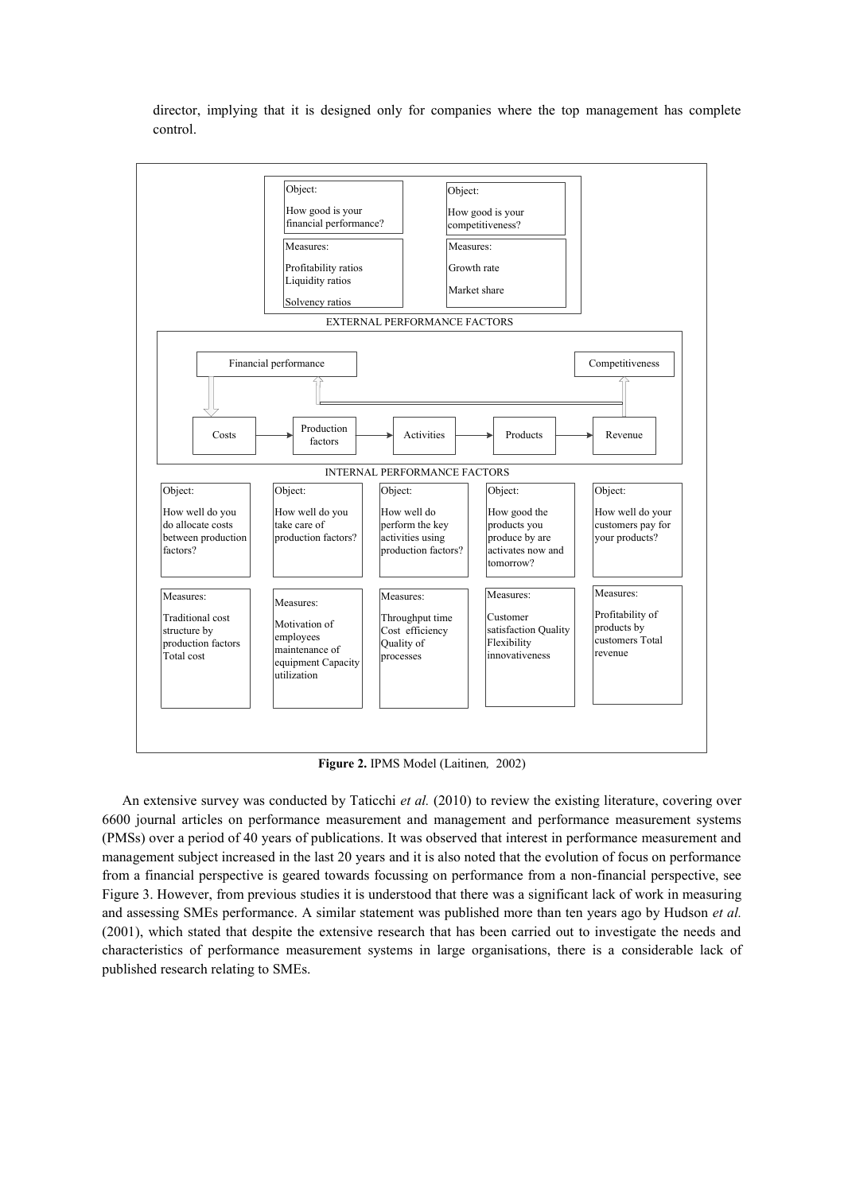director, implying that it is designed only for companies where the top management has complete control.

**Figure 2.** IPMS Model (Laitinen*,* 2002)

An extensive survey was conducted by Taticchi *et al.* (2010) to review the existing literature, covering over 6600 journal articles on performance measurement and management and performance measurement systems (PMSs) over a period of 40 years of publications. It was observed that interest in performance measurement and management subject increased in the last 20 years and it is also noted that the evolution of focus on performance from a financial perspective is geared towards focussing on performance from a non-financial perspective, see Figure 3. However, from previous studies it is understood that there was a significant lack of work in measuring and assessing SMEs performance. A similar statement was published more than ten years ago by Hudson *et al.* (2001), which stated that despite the extensive research that has been carried out to investigate the needs and characteristics of performance measurement systems in large organisations, there is a considerable lack of published research relating to SMEs.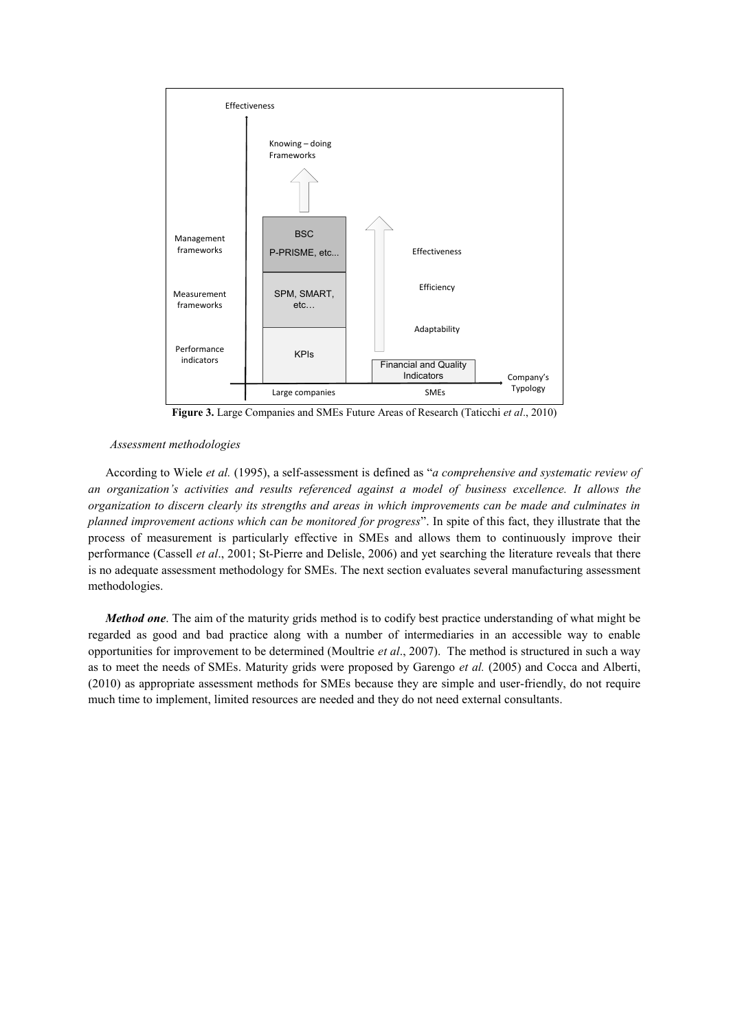Effectiveness

Knowing – doing Frameworks

| | Large companies | SMEs |
|---|---|---|
| Management frameworks | BSC P-PRISME, etc... | Effectiveness |
| Measurement frameworks | SPM, SMART, etc… | Efficiency |
| Performance indicators | KPIs | Adaptability |
| | | Financial and Quality Indicators |

Company's Typology

**Figure 3.** Large Companies and SMEs Future Areas of Research (Taticchi *et al*., 2010)

*Assessment methodologies*

According to Wiele *et al.* (1995), a self-assessment is defined as "*a comprehensive and systematic review of an organization's activities and results referenced against a model of business excellence. It allows the organization to discern clearly its strengths and areas in which improvements can be made and culminates in planned improvement actions which can be monitored for progress*". In spite of this fact, they illustrate that the process of measurement is particularly effective in SMEs and allows them to continuously improve their performance (Cassell *et al*., 2001; St-Pierre and Delisle, 2006) and yet searching the literature reveals that there is no adequate assessment methodology for SMEs. The next section evaluates several manufacturing assessment methodologies.

***Method one***. The aim of the maturity grids method is to codify best practice understanding of what might be regarded as good and bad practice along with a number of intermediaries in an accessible way to enable opportunities for improvement to be determined (Moultrie *et al*., 2007). The method is structured in such a way as to meet the needs of SMEs. Maturity grids were proposed by Garengo *et al.* (2005) and Cocca and Alberti, (2010) as appropriate assessment methods for SMEs because they are simple and user-friendly, do not require much time to implement, limited resources are needed and they do not need external consultants.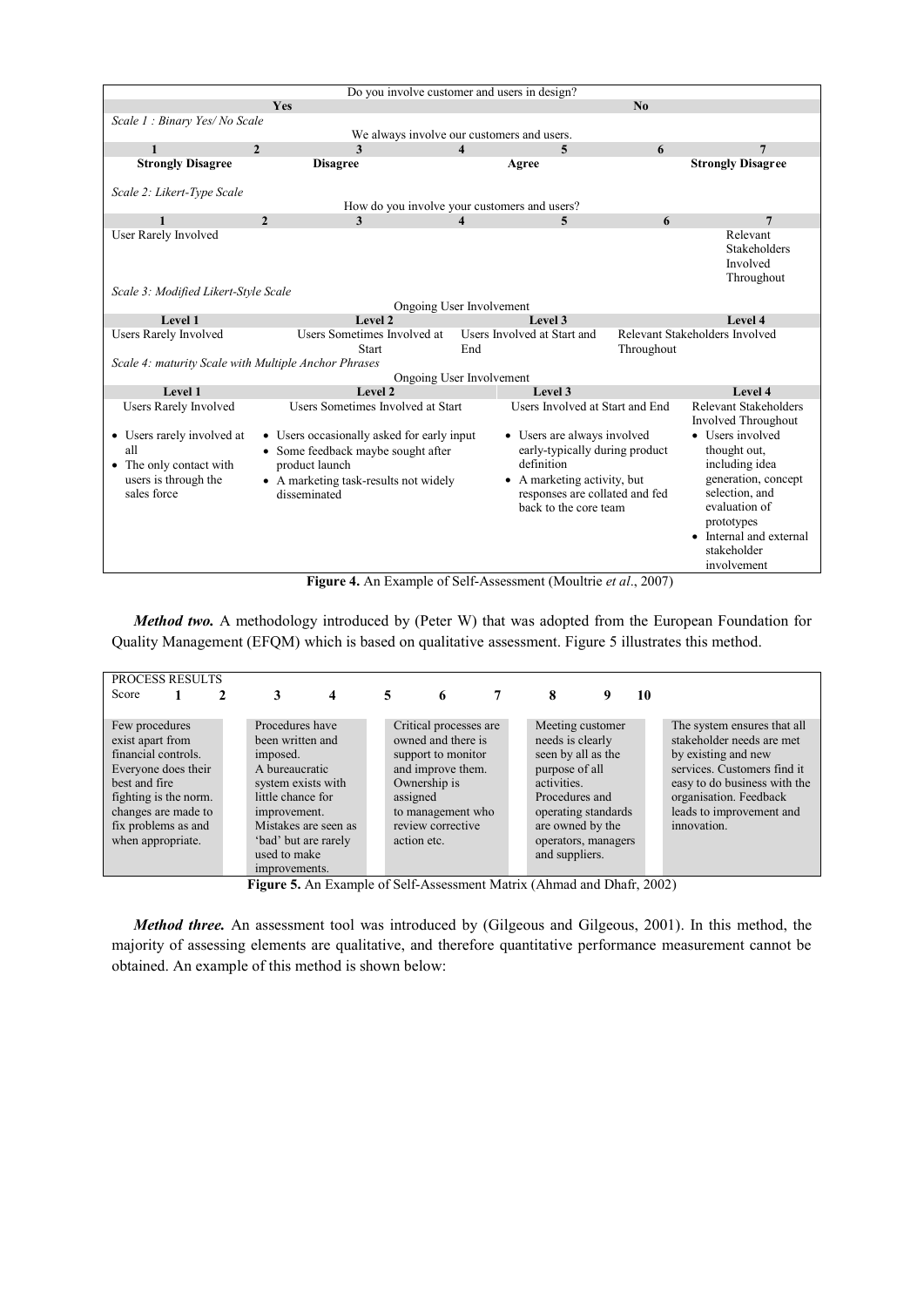| Do you involve customer and users in design? | | | | | | |
|---|---|---|---|---|---|---|
| Yes | | | | No | | |
| *Scale 1 : Binary Yes/ No Scale* | | | | | | |
| We always involve our customers and users. | | | | | | |
| **1** | **2** | **3** | **4** | **5** | **6** | **7** |
| **Strongly Disagree** | | **Disagree** | | **Agree** | | **Strongly Disagree** |
| *Scale 2: Likert-Type Scale* | | | | | | |
| How do you involve your customers and users? | | | | | | |
| **1** | **2** | **3** | **4** | **5** | **6** | **7** |
| User Rarely Involved | | | | | | Relevant Stakeholders Involved Throughout |
| *Scale 3: Modified Likert-Style Scale* | | | | | | |

| Ongoing User Involvement | | | |
|---|---|---|---|
| **Level 1** | **Level 2** | **Level 3** | **Level 4** |
| Users Rarely Involved | Users Sometimes Involved at Start | Users Involved at Start and End | Relevant Stakeholders Involved Throughout |
| *Scale 4: maturity Scale with Multiple Anchor Phrases* | | | |

| Ongoing User Involvement | | | |
|---|---|---|---|
| **Level 1** | **Level 2** | **Level 3** | **Level 4** |
| Users Rarely Involved | Users Sometimes Involved at Start | Users Involved at Start and End | Relevant Stakeholders Involved Throughout |
| • Users rarely involved at all<br>• The only contact with users is through the sales force | • Users occasionally asked for early input<br>• Some feedback maybe sought after product launch<br>• A marketing task-results not widely disseminated | • Users are always involved early-typically during product definition<br>• A marketing activity, but responses are collated and fed back to the core team | • Users involved thought out, including idea generation, concept selection, and evaluation of prototypes<br>• Internal and external stakeholder involvement |

**Figure 4.** An Example of Self-Assessment (Moultrie *et al*., 2007)

***Method two.*** A methodology introduced by (Peter W) that was adopted from the European Foundation for Quality Management (EFQM) which is based on qualitative assessment. Figure 5 illustrates this method.

| PROCESS RESULTS Score 1 2 | 3 4 | 5 6 7 | 8 9 10 | |
|---|---|---|---|---|
| Few procedures exist apart from financial controls. Everyone does their best and fire fighting is the norm. changes are made to fix problems as and when appropriate. | Procedures have been written and imposed. A bureaucratic system exists with little chance for improvement. Mistakes are seen as 'bad' but are rarely used to make improvements. | Critical processes are owned and there is support to monitor and improve them. Ownership is assigned to management who review corrective action etc. | Meeting customer needs is clearly seen by all as the purpose of all activities. Procedures and operating standards are owned by the operators, managers and suppliers. | The system ensures that all stakeholder needs are met by existing and new services. Customers find it easy to do business with the organisation. Feedback leads to improvement and innovation. |

**Figure 5.** An Example of Self-Assessment Matrix (Ahmad and Dhafr, 2002)

***Method three.*** An assessment tool was introduced by (Gilgeous and Gilgeous, 2001). In this method, the majority of assessing elements are qualitative, and therefore quantitative performance measurement cannot be obtained. An example of this method is shown below: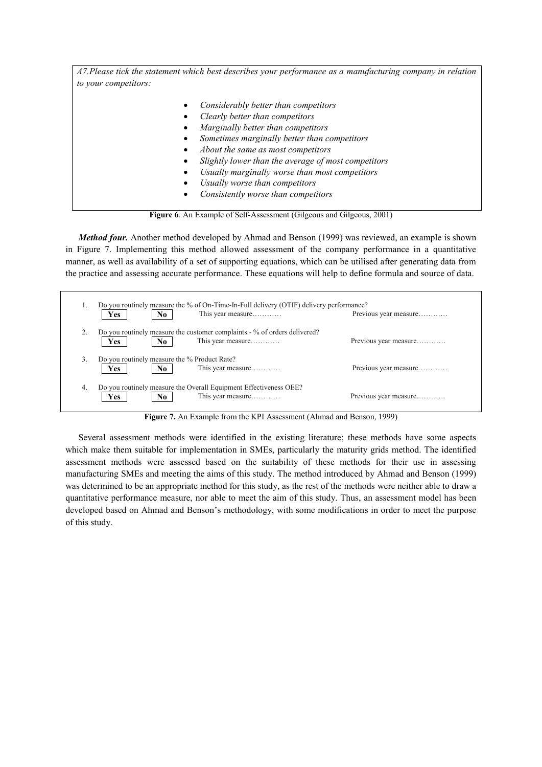*A7.Please tick the statement which best describes your performance as a manufacturing company in relation to your competitors:*

- *Considerably better than competitors*
- *Clearly better than competitors*
- *Marginally better than competitors*
- *Sometimes marginally better than competitors*
- *About the same as most competitors*
- *Slightly lower than the average of most competitors*
- *Usually marginally worse than most competitors*
- *Usually worse than competitors*
- *Consistently worse than competitors*

**Figure 6**. An Example of Self-Assessment (Gilgeous and Gilgeous, 2001)

***Method four.*** Another method developed by Ahmad and Benson (1999) was reviewed, an example is shown in Figure 7. Implementing this method allowed assessment of the company performance in a quantitative manner, as well as availability of a set of supporting equations, which can be utilised after generating data from the practice and assessing accurate performance. These equations will help to define formula and source of data.

1. Do you routinely measure the % of On-Time-In-Full delivery (OTIF) delivery performance?
   **Yes** **No** This year measure………… Previous year measure…………
2. Do you routinely measure the customer complaints - % of orders delivered?
   **Yes** **No** This year measure………… Previous year measure…………
3. Do you routinely measure the % Product Rate?
   **Yes** **No** This year measure………… Previous year measure…………
4. Do you routinely measure the Overall Equipment Effectiveness OEE?
   **Yes** **No** This year measure………… Previous year measure…………

**Figure 7.** An Example from the KPI Assessment (Ahmad and Benson, 1999)

Several assessment methods were identified in the existing literature; these methods have some aspects which make them suitable for implementation in SMEs, particularly the maturity grids method. The identified assessment methods were assessed based on the suitability of these methods for their use in assessing manufacturing SMEs and meeting the aims of this study. The method introduced by Ahmad and Benson (1999) was determined to be an appropriate method for this study, as the rest of the methods were neither able to draw a quantitative performance measure, nor able to meet the aim of this study. Thus, an assessment model has been developed based on Ahmad and Benson's methodology, with some modifications in order to meet the purpose of this study.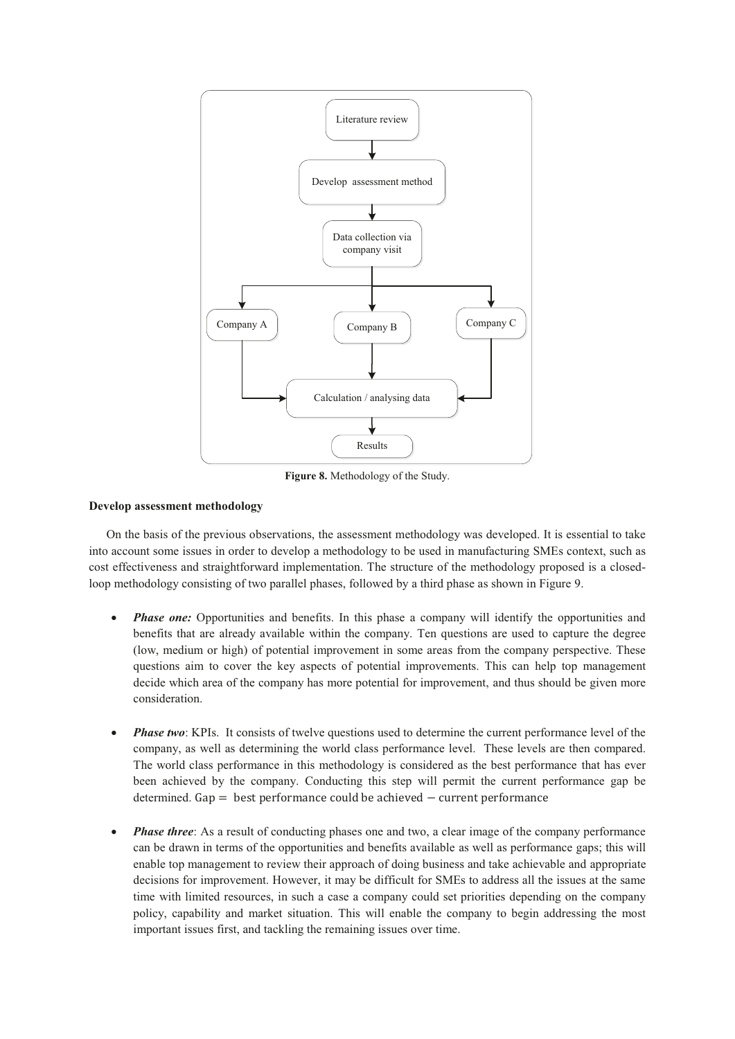Figure 8. Methodology of the Study.

**Develop assessment methodology**

On the basis of the previous observations, the assessment methodology was developed. It is essential to take into account some issues in order to develop a methodology to be used in manufacturing SMEs context, such as cost effectiveness and straightforward implementation. The structure of the methodology proposed is a closed-loop methodology consisting of two parallel phases, followed by a third phase as shown in Figure 9.

- ***Phase one:*** Opportunities and benefits. In this phase a company will identify the opportunities and benefits that are already available within the company. Ten questions are used to capture the degree (low, medium or high) of potential improvement in some areas from the company perspective. These questions aim to cover the key aspects of potential improvements. This can help top management decide which area of the company has more potential for improvement, and thus should be given more consideration.

- ***Phase two***: KPIs. It consists of twelve questions used to determine the current performance level of the company, as well as determining the world class performance level. These levels are then compared. The world class performance in this methodology is considered as the best performance that has ever been achieved by the company. Conducting this step will permit the current performance gap be determined. $\text{Gap} = \text{ best performance could be achieved} - \text{current performance}$

- ***Phase three***: As a result of conducting phases one and two, a clear image of the company performance can be drawn in terms of the opportunities and benefits available as well as performance gaps; this will enable top management to review their approach of doing business and take achievable and appropriate decisions for improvement. However, it may be difficult for SMEs to address all the issues at the same time with limited resources, in such a case a company could set priorities depending on the company policy, capability and market situation. This will enable the company to begin addressing the most important issues first, and tackling the remaining issues over time.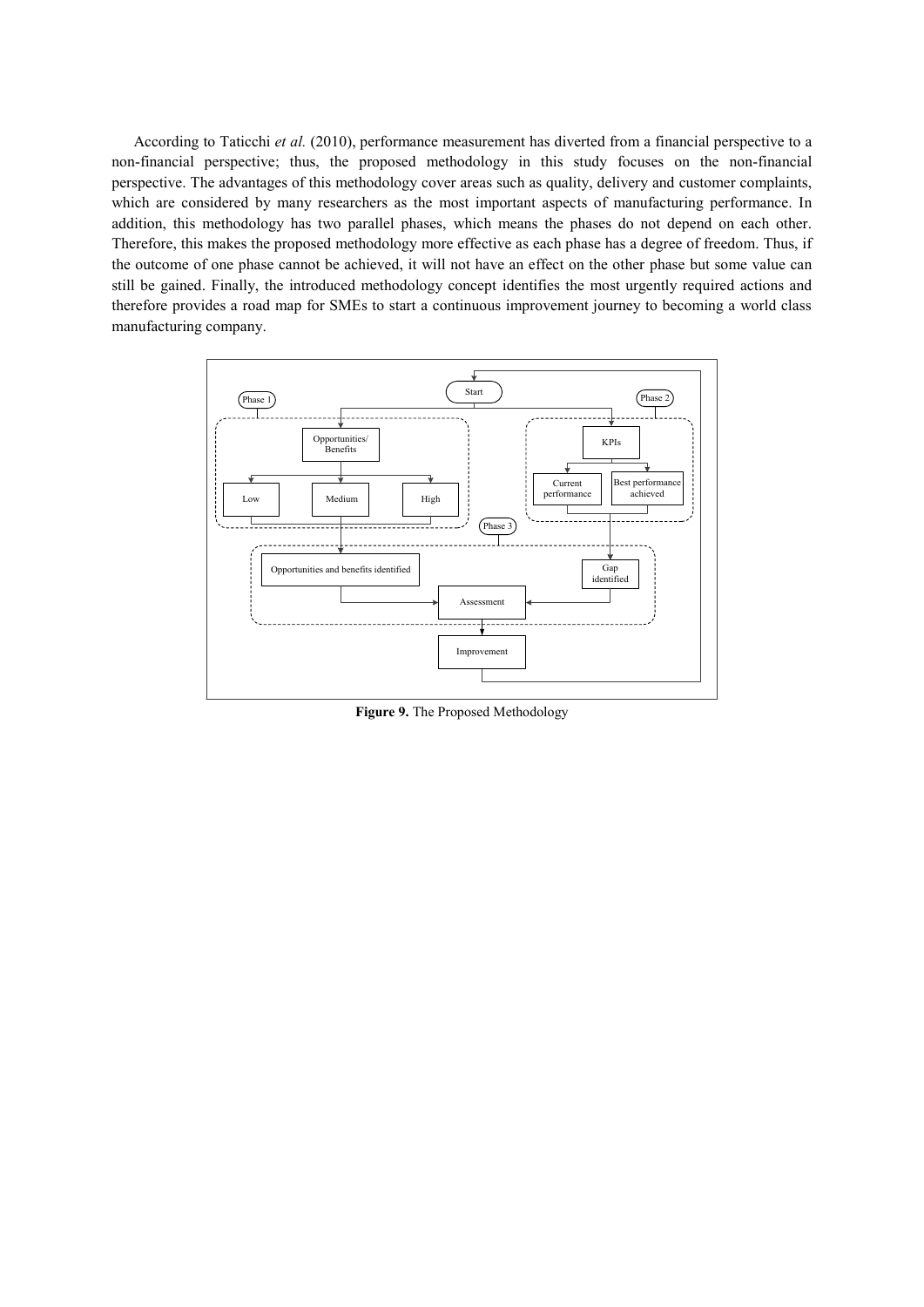According to Taticchi *et al.* (2010), performance measurement has diverted from a financial perspective to a non-financial perspective; thus, the proposed methodology in this study focuses on the non-financial perspective. The advantages of this methodology cover areas such as quality, delivery and customer complaints, which are considered by many researchers as the most important aspects of manufacturing performance. In addition, this methodology has two parallel phases, which means the phases do not depend on each other. Therefore, this makes the proposed methodology more effective as each phase has a degree of freedom. Thus, if the outcome of one phase cannot be achieved, it will not have an effect on the other phase but some value can still be gained. Finally, the introduced methodology concept identifies the most urgently required actions and therefore provides a road map for SMEs to start a continuous improvement journey to becoming a world class manufacturing company.

**Figure 9.** The Proposed Methodology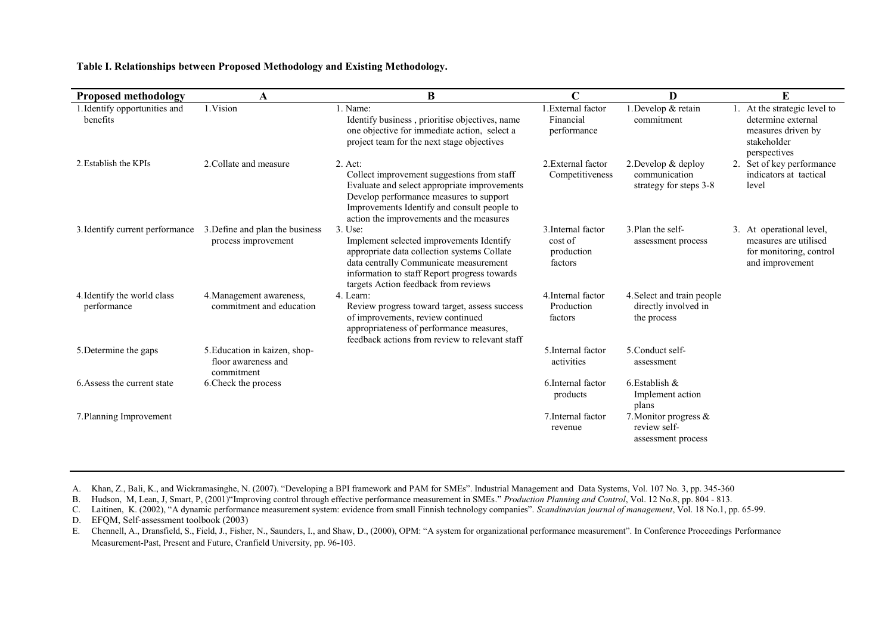**Table I. Relationships between Proposed Methodology and Existing Methodology.**

| Proposed methodology | A | B | C | D | E |
|---|---|---|---|---|---|
| 1.Identify opportunities and benefits | 1.Vision | 1. Name: Identify business , prioritise objectives, name one objective for immediate action, select a project team for the next stage objectives | 1.External factor Financial performance | 1.Develop & retain commitment | 1. At the strategic level to determine external measures driven by stakeholder perspectives |
| 2.Establish the KPIs | 2.Collate and measure | 2. Act: Collect improvement suggestions from staff Evaluate and select appropriate improvements Develop performance measures to support Improvements Identify and consult people to action the improvements and the measures | 2.External factor Competitiveness | 2.Develop & deploy communication strategy for steps 3-8 | 2. Set of key performance indicators at tactical level |
| 3.Identify current performance | 3.Define and plan the business process improvement | 3. Use: Implement selected improvements Identify appropriate data collection systems Collate data centrally Communicate measurement information to staff Report progress towards targets Action feedback from reviews | 3.Internal factor cost of production factors | 3.Plan the self-assessment process | 3. At operational level, measures are utilised for monitoring, control and improvement |
| 4.Identify the world class performance | 4.Management awareness, commitment and education | 4. Learn: Review progress toward target, assess success of improvements, review continued appropriateness of performance measures, feedback actions from review to relevant staff | 4.Internal factor Production factors | 4.Select and train people directly involved in the process | |
| 5.Determine the gaps | 5.Education in kaizen, shop-floor awareness and commitment | | 5.Internal factor activities | 5.Conduct self-assessment | |
| 6.Assess the current state | 6.Check the process | | 6.Internal factor products | 6.Establish & Implement action plans | |
| 7.Planning Improvement | | | 7.Internal factor revenue | 7.Monitor progress & review self-assessment process | |

A. Khan, Z., Bali, K., and Wickramasinghe, N. (2007). "Developing a BPI framework and PAM for SMEs". Industrial Management and Data Systems, Vol. 107 No. 3, pp. 345-360

B. Hudson, M, Lean, J, Smart, P, (2001)"Improving control through effective performance measurement in SMEs." *Production Planning and Control*, Vol. 12 No.8, pp. 804 - 813.

C. Laitinen, K. (2002), "A dynamic performance measurement system: evidence from small Finnish technology companies". *Scandinavian journal of management*, Vol. 18 No.1, pp. 65-99.

D. EFQM, Self-assessment toolbook (2003)

E. Chennell, A., Dransfield, S., Field, J., Fisher, N., Saunders, I., and Shaw, D., (2000), OPM: "A system for organizational performance measurement". In Conference Proceedings Performance Measurement-Past, Present and Future, Cranfield University, pp. 96-103.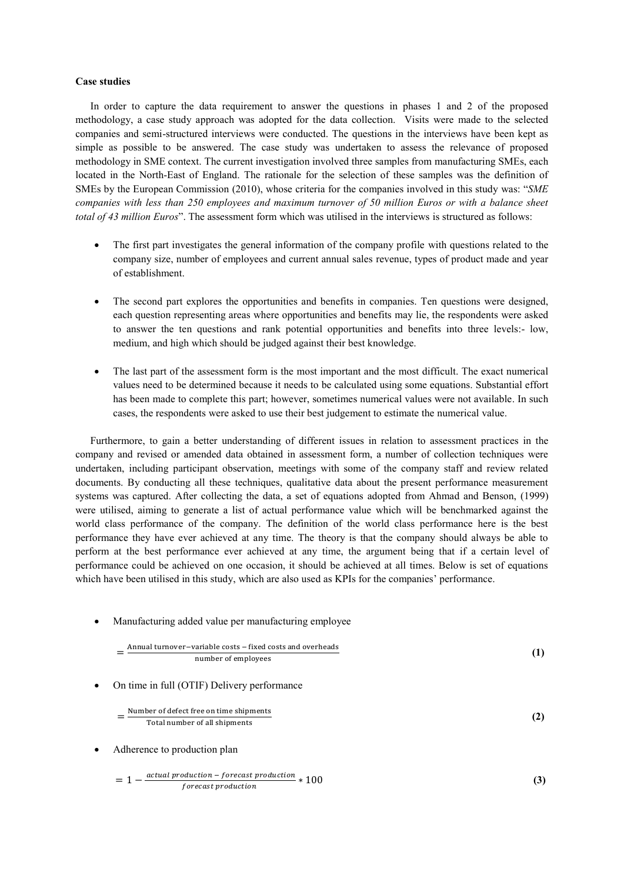**Case studies**

In order to capture the data requirement to answer the questions in phases 1 and 2 of the proposed methodology, a case study approach was adopted for the data collection. Visits were made to the selected companies and semi-structured interviews were conducted. The questions in the interviews have been kept as simple as possible to be answered. The case study was undertaken to assess the relevance of proposed methodology in SME context. The current investigation involved three samples from manufacturing SMEs, each located in the North-East of England. The rationale for the selection of these samples was the definition of SMEs by the European Commission (2010), whose criteria for the companies involved in this study was: "*SME companies with less than 250 employees and maximum turnover of 50 million Euros or with a balance sheet total of 43 million Euros*". The assessment form which was utilised in the interviews is structured as follows:

- The first part investigates the general information of the company profile with questions related to the company size, number of employees and current annual sales revenue, types of product made and year of establishment.

- The second part explores the opportunities and benefits in companies. Ten questions were designed, each question representing areas where opportunities and benefits may lie, the respondents were asked to answer the ten questions and rank potential opportunities and benefits into three levels:- low, medium, and high which should be judged against their best knowledge.

- The last part of the assessment form is the most important and the most difficult. The exact numerical values need to be determined because it needs to be calculated using some equations. Substantial effort has been made to complete this part; however, sometimes numerical values were not available. In such cases, the respondents were asked to use their best judgement to estimate the numerical value.

Furthermore, to gain a better understanding of different issues in relation to assessment practices in the company and revised or amended data obtained in assessment form, a number of collection techniques were undertaken, including participant observation, meetings with some of the company staff and review related documents. By conducting all these techniques, qualitative data about the present performance measurement systems was captured. After collecting the data, a set of equations adopted from Ahmad and Benson, (1999) were utilised, aiming to generate a list of actual performance value which will be benchmarked against the world class performance of the company. The definition of the world class performance here is the best performance they have ever achieved at any time. The theory is that the company should always be able to perform at the best performance ever achieved at any time, the argument being that if a certain level of performance could be achieved on one occasion, it should be achieved at all times. Below is set of equations which have been utilised in this study, which are also used as KPIs for the companies' performance.

- Manufacturing added value per manufacturing employee

$$= \frac{\text{Annual turnover} - \text{variable costs} - \text{fixed costs and overheads}}{\text{number of employees}} \tag{1}$$

- On time in full (OTIF) Delivery performance

$$= \frac{\text{Number of defect free on time shipments}}{\text{Total number of all shipments}} \tag{2}$$

- Adherence to production plan

$$= 1 - \frac{actual\ production - forecast\ production}{forecast\ production} * 100 \tag{3}$$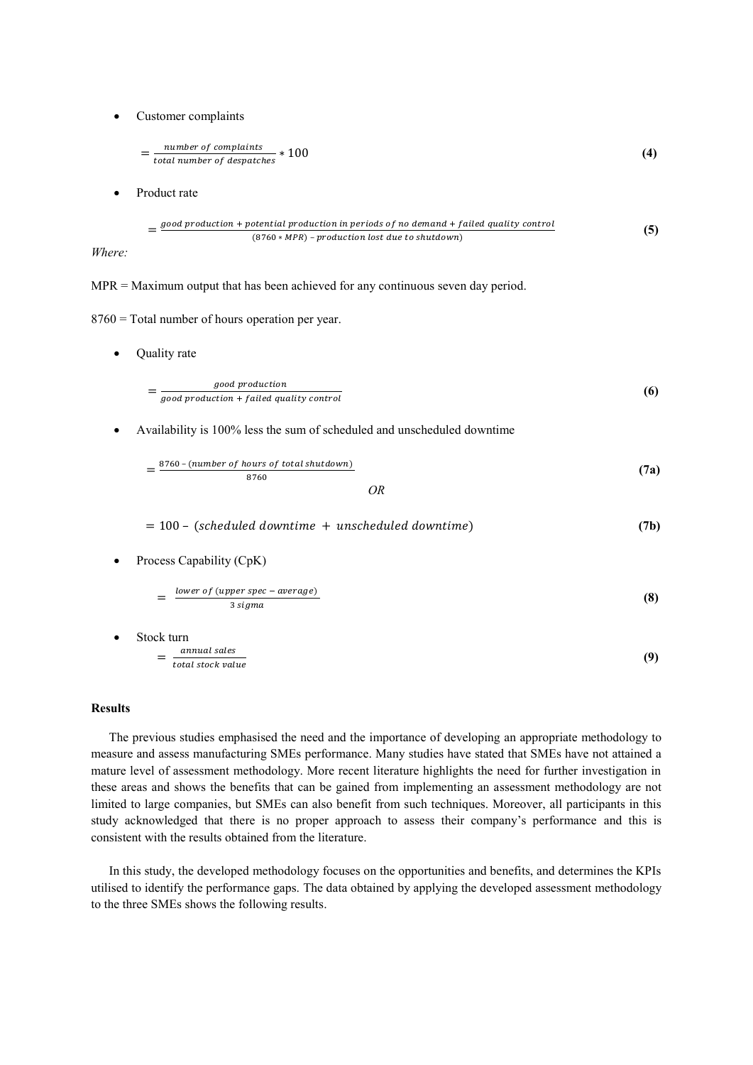- Customer complaints

$$= \frac{number\ of\ complaints}{total\ number\ of\ despatches} * 100 \quad \textbf{(4)}$$

- Product rate

$$= \frac{good\ production + potential\ production\ in\ periods\ of\ no\ demand + failed\ quality\ control}{(8760 * MPR) - production\ lost\ due\ to\ shutdown)} \quad \textbf{(5)}$$

*Where:*

MPR = Maximum output that has been achieved for any continuous seven day period.

8760 = Total number of hours operation per year.

- Quality rate

$$= \frac{good\ production}{good\ production + failed\ quality\ control} \quad \textbf{(6)}$$

- Availability is 100% less the sum of scheduled and unscheduled downtime

$$= \frac{8760 - (number\ of\ hours\ of\ total\ shutdown)}{8760} \quad \textbf{(7a)}$$

*OR*

$$= 100 - (scheduled\ downtime + unscheduled\ downtime) \quad \textbf{(7b)}$$

- Process Capability (CpK)

$$= \frac{lower\ of\ (upper\ spec - average)}{3\ sigma} \quad \textbf{(8)}$$

- Stock turn

$$= \frac{annual\ sales}{total\ stock\ value} \quad \textbf{(9)}$$

**Results**

The previous studies emphasised the need and the importance of developing an appropriate methodology to measure and assess manufacturing SMEs performance. Many studies have stated that SMEs have not attained a mature level of assessment methodology. More recent literature highlights the need for further investigation in these areas and shows the benefits that can be gained from implementing an assessment methodology are not limited to large companies, but SMEs can also benefit from such techniques. Moreover, all participants in this study acknowledged that there is no proper approach to assess their company's performance and this is consistent with the results obtained from the literature.

In this study, the developed methodology focuses on the opportunities and benefits, and determines the KPIs utilised to identify the performance gaps. The data obtained by applying the developed assessment methodology to the three SMEs shows the following results.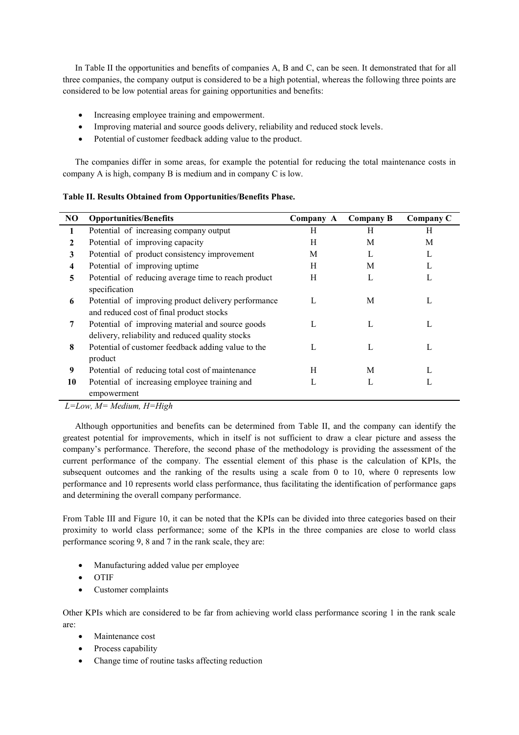In Table II the opportunities and benefits of companies A, B and C, can be seen. It demonstrated that for all three companies, the company output is considered to be a high potential, whereas the following three points are considered to be low potential areas for gaining opportunities and benefits:

- Increasing employee training and empowerment.
- Improving material and source goods delivery, reliability and reduced stock levels.
- Potential of customer feedback adding value to the product.

The companies differ in some areas, for example the potential for reducing the total maintenance costs in company A is high, company B is medium and in company C is low.

**Table II. Results Obtained from Opportunities/Benefits Phase.**

| NO | Opportunities/Benefits | Company A | Company B | Company C |
|---|---|---|---|---|
| 1 | Potential of increasing company output | H | H | H |
| 2 | Potential of improving capacity | H | M | M |
| 3 | Potential of product consistency improvement | M | L | L |
| 4 | Potential of improving uptime | H | M | L |
| 5 | Potential of reducing average time to reach product specification | H | L | L |
| 6 | Potential of improving product delivery performance and reduced cost of final product stocks | L | M | L |
| 7 | Potential of improving material and source goods delivery, reliability and reduced quality stocks | L | L | L |
| 8 | Potential of customer feedback adding value to the product | L | L | L |
| 9 | Potential of reducing total cost of maintenance | H | M | L |
| 10 | Potential of increasing employee training and empowerment | L | L | L |

*L=Low, M= Medium, H=High*

Although opportunities and benefits can be determined from Table II, and the company can identify the greatest potential for improvements, which in itself is not sufficient to draw a clear picture and assess the company's performance. Therefore, the second phase of the methodology is providing the assessment of the current performance of the company. The essential element of this phase is the calculation of KPIs, the subsequent outcomes and the ranking of the results using a scale from 0 to 10, where 0 represents low performance and 10 represents world class performance, thus facilitating the identification of performance gaps and determining the overall company performance.

From Table III and Figure 10, it can be noted that the KPIs can be divided into three categories based on their proximity to world class performance; some of the KPIs in the three companies are close to world class performance scoring 9, 8 and 7 in the rank scale, they are:

- Manufacturing added value per employee
- OTIF
- Customer complaints

Other KPIs which are considered to be far from achieving world class performance scoring 1 in the rank scale are:

- Maintenance cost
- Process capability
- Change time of routine tasks affecting reduction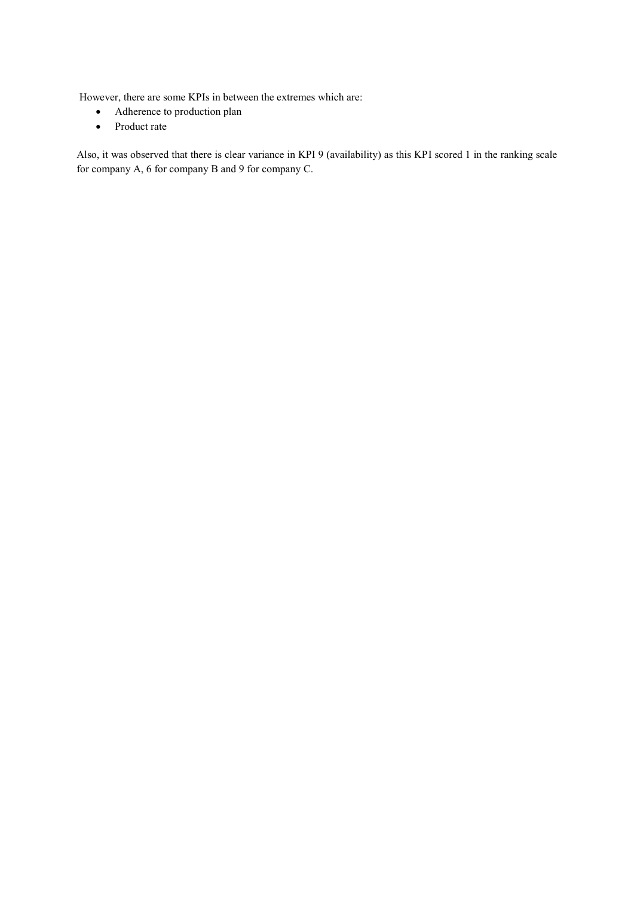However, there are some KPIs in between the extremes which are:

- Adherence to production plan
- Product rate

Also, it was observed that there is clear variance in KPI 9 (availability) as this KPI scored 1 in the ranking scale for company A, 6 for company B and 9 for company C.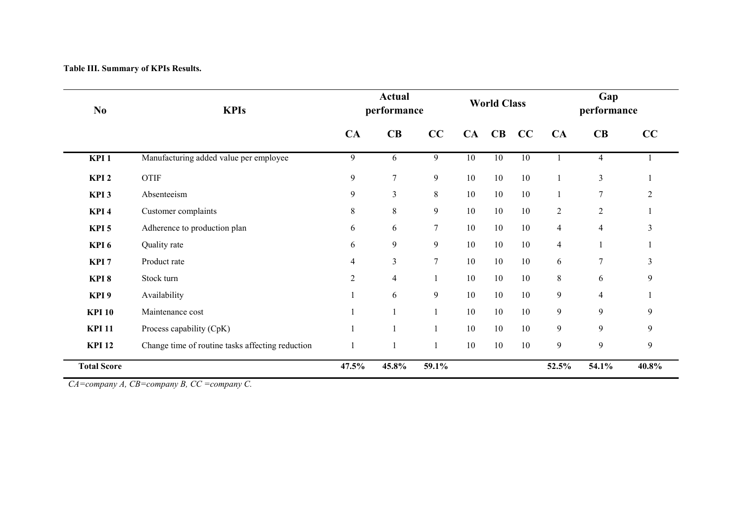**Table III. Summary of KPIs Results.**

| No | KPIs | Actual performance | | | World Class | | | Gap performance | | |
|---|---|---|---|---|---|---|---|---|---|---|
| | | CA | CB | CC | CA | CB | CC | CA | CB | CC |
| **KPI 1** | Manufacturing added value per employee | 9 | 6 | 9 | 10 | 10 | 10 | 1 | 4 | 1 |
| **KPI 2** | OTIF | 9 | 7 | 9 | 10 | 10 | 10 | 1 | 3 | 1 |
| **KPI 3** | Absenteeism | 9 | 3 | 8 | 10 | 10 | 10 | 1 | 7 | 2 |
| **KPI 4** | Customer complaints | 8 | 8 | 9 | 10 | 10 | 10 | 2 | 2 | 1 |
| **KPI 5** | Adherence to production plan | 6 | 6 | 7 | 10 | 10 | 10 | 4 | 4 | 3 |
| **KPI 6** | Quality rate | 6 | 9 | 9 | 10 | 10 | 10 | 4 | 1 | 1 |
| **KPI 7** | Product rate | 4 | 3 | 7 | 10 | 10 | 10 | 6 | 7 | 3 |
| **KPI 8** | Stock turn | 2 | 4 | 1 | 10 | 10 | 10 | 8 | 6 | 9 |
| **KPI 9** | Availability | 1 | 6 | 9 | 10 | 10 | 10 | 9 | 4 | 1 |
| **KPI 10** | Maintenance cost | 1 | 1 | 1 | 10 | 10 | 10 | 9 | 9 | 9 |
| **KPI 11** | Process capability (CpK) | 1 | 1 | 1 | 10 | 10 | 10 | 9 | 9 | 9 |
| **KPI 12** | Change time of routine tasks affecting reduction | 1 | 1 | 1 | 10 | 10 | 10 | 9 | 9 | 9 |
| **Total Score** | | **47.5%** | **45.8%** | **59.1%** | | | | **52.5%** | **54.1%** | **40.8%** |

*CA=company A, CB=company B, CC =company C.*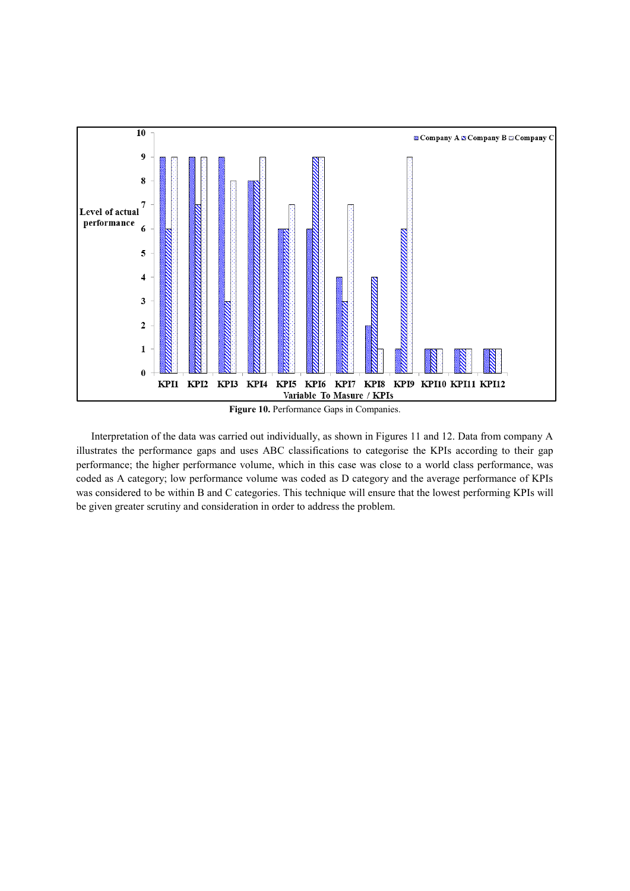Figure 10. Performance Gaps in Companies.

Interpretation of the data was carried out individually, as shown in Figures 11 and 12. Data from company A illustrates the performance gaps and uses ABC classifications to categorise the KPIs according to their gap performance; the higher performance volume, which in this case was close to a world class performance, was coded as A category; low performance volume was coded as D category and the average performance of KPIs was considered to be within B and C categories. This technique will ensure that the lowest performing KPIs will be given greater scrutiny and consideration in order to address the problem.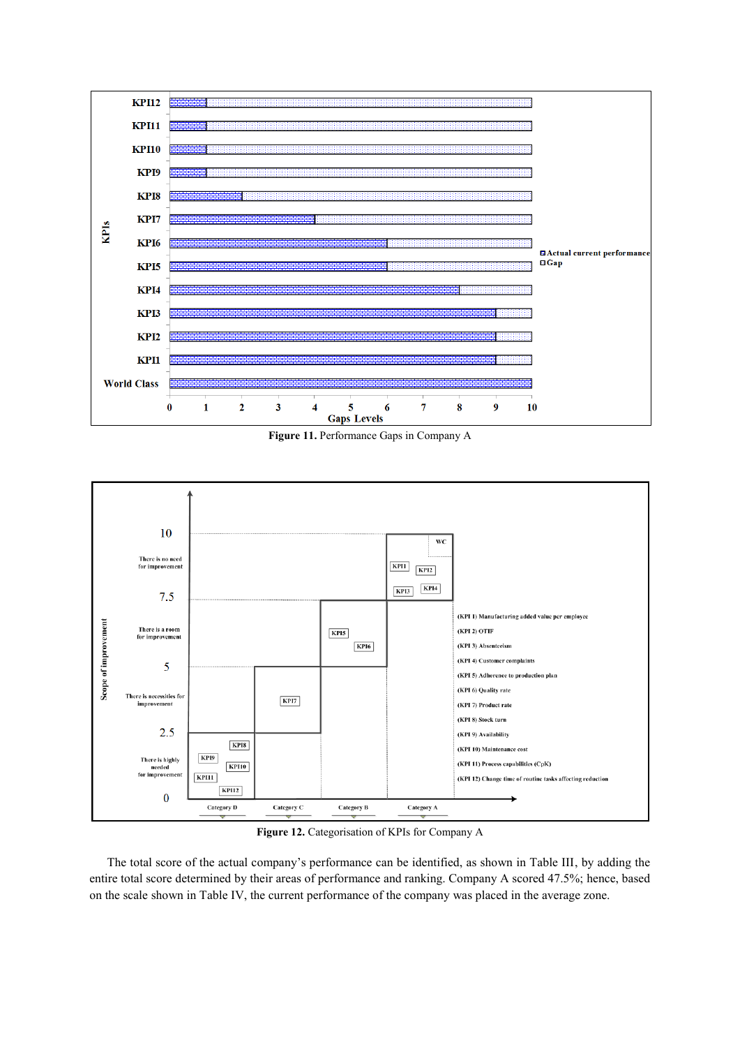Figure 11. Performance Gaps in Company A

Figure 12. Categorisation of KPIs for Company A

The total score of the actual company's performance can be identified, as shown in Table III, by adding the entire total score determined by their areas of performance and ranking. Company A scored 47.5%; hence, based on the scale shown in Table IV, the current performance of the company was placed in the average zone.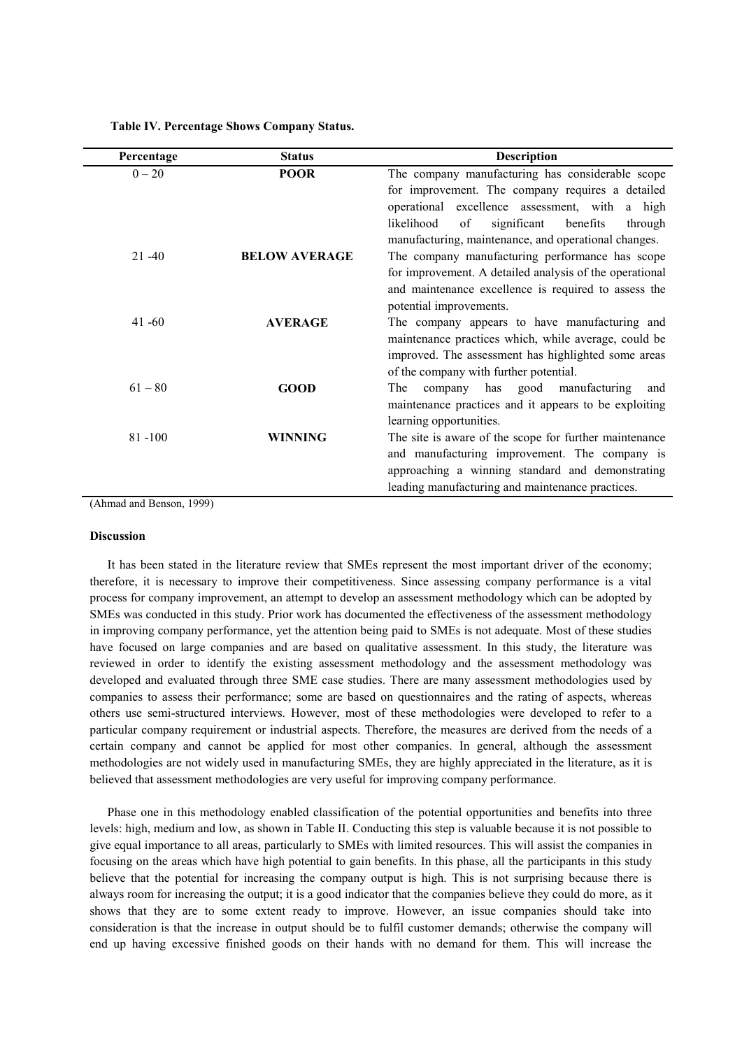**Table IV. Percentage Shows Company Status.**

| Percentage | Status | Description |
| --- | --- | --- |
| 0 – 20 | **POOR** | The company manufacturing has considerable scope for improvement. The company requires a detailed operational excellence assessment, with a high likelihood of significant benefits through manufacturing, maintenance, and operational changes. |
| 21 -40 | **BELOW AVERAGE** | The company manufacturing performance has scope for improvement. A detailed analysis of the operational and maintenance excellence is required to assess the potential improvements. |
| 41 -60 | **AVERAGE** | The company appears to have manufacturing and maintenance practices which, while average, could be improved. The assessment has highlighted some areas of the company with further potential. |
| 61 – 80 | **GOOD** | The company has good manufacturing and maintenance practices and it appears to be exploiting learning opportunities. |
| 81 -100 | **WINNING** | The site is aware of the scope for further maintenance and manufacturing improvement. The company is approaching a winning standard and demonstrating leading manufacturing and maintenance practices. |

(Ahmad and Benson, 1999)

**Discussion**

It has been stated in the literature review that SMEs represent the most important driver of the economy; therefore, it is necessary to improve their competitiveness. Since assessing company performance is a vital process for company improvement, an attempt to develop an assessment methodology which can be adopted by SMEs was conducted in this study. Prior work has documented the effectiveness of the assessment methodology in improving company performance, yet the attention being paid to SMEs is not adequate. Most of these studies have focused on large companies and are based on qualitative assessment. In this study, the literature was reviewed in order to identify the existing assessment methodology and the assessment methodology was developed and evaluated through three SME case studies. There are many assessment methodologies used by companies to assess their performance; some are based on questionnaires and the rating of aspects, whereas others use semi-structured interviews. However, most of these methodologies were developed to refer to a particular company requirement or industrial aspects. Therefore, the measures are derived from the needs of a certain company and cannot be applied for most other companies. In general, although the assessment methodologies are not widely used in manufacturing SMEs, they are highly appreciated in the literature, as it is believed that assessment methodologies are very useful for improving company performance.

Phase one in this methodology enabled classification of the potential opportunities and benefits into three levels: high, medium and low, as shown in Table II. Conducting this step is valuable because it is not possible to give equal importance to all areas, particularly to SMEs with limited resources. This will assist the companies in focusing on the areas which have high potential to gain benefits. In this phase, all the participants in this study believe that the potential for increasing the company output is high. This is not surprising because there is always room for increasing the output; it is a good indicator that the companies believe they could do more, as it shows that they are to some extent ready to improve. However, an issue companies should take into consideration is that the increase in output should be to fulfil customer demands; otherwise the company will end up having excessive finished goods on their hands with no demand for them. This will increase the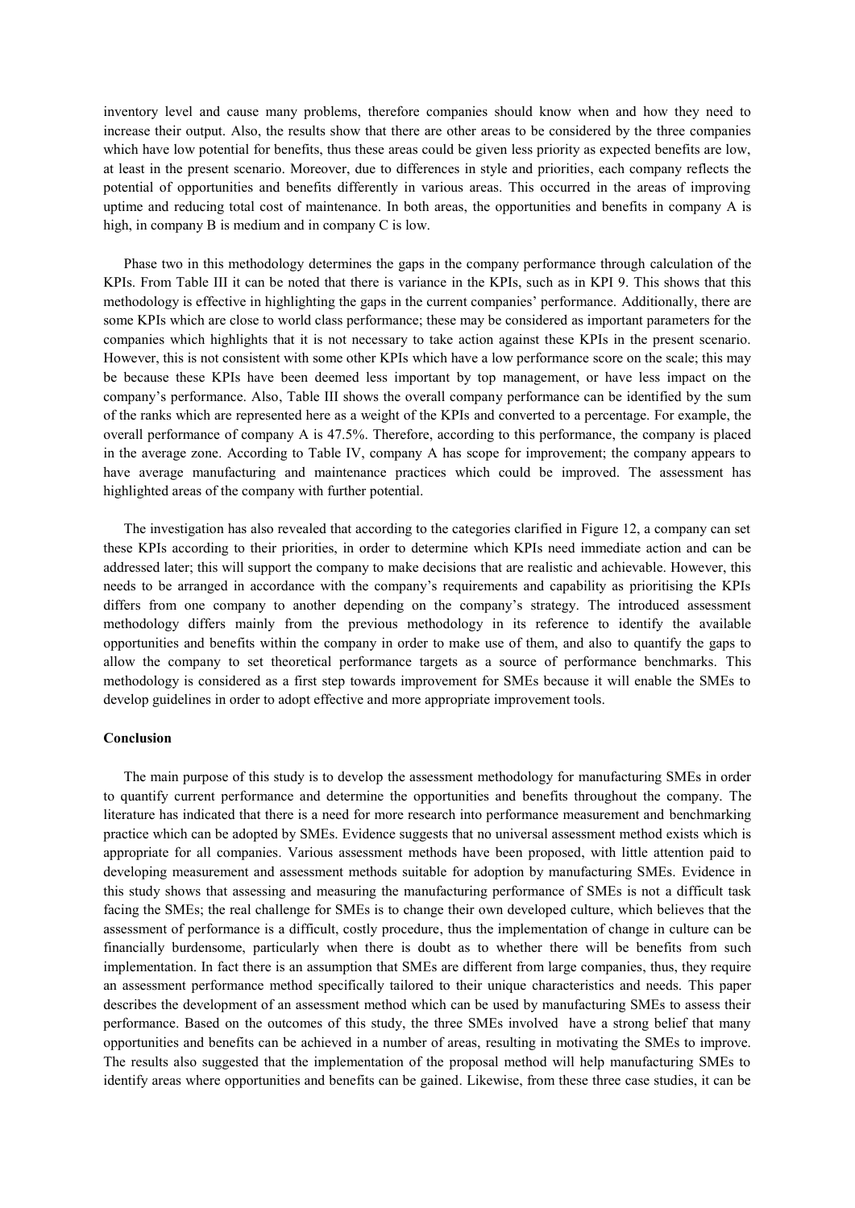inventory level and cause many problems, therefore companies should know when and how they need to increase their output. Also, the results show that there are other areas to be considered by the three companies which have low potential for benefits, thus these areas could be given less priority as expected benefits are low, at least in the present scenario. Moreover, due to differences in style and priorities, each company reflects the potential of opportunities and benefits differently in various areas. This occurred in the areas of improving uptime and reducing total cost of maintenance. In both areas, the opportunities and benefits in company A is high, in company B is medium and in company C is low.

Phase two in this methodology determines the gaps in the company performance through calculation of the KPIs. From Table III it can be noted that there is variance in the KPIs, such as in KPI 9. This shows that this methodology is effective in highlighting the gaps in the current companies' performance. Additionally, there are some KPIs which are close to world class performance; these may be considered as important parameters for the companies which highlights that it is not necessary to take action against these KPIs in the present scenario. However, this is not consistent with some other KPIs which have a low performance score on the scale; this may be because these KPIs have been deemed less important by top management, or have less impact on the company's performance. Also, Table III shows the overall company performance can be identified by the sum of the ranks which are represented here as a weight of the KPIs and converted to a percentage. For example, the overall performance of company A is 47.5%. Therefore, according to this performance, the company is placed in the average zone. According to Table IV, company A has scope for improvement; the company appears to have average manufacturing and maintenance practices which could be improved. The assessment has highlighted areas of the company with further potential.

The investigation has also revealed that according to the categories clarified in Figure 12, a company can set these KPIs according to their priorities, in order to determine which KPIs need immediate action and can be addressed later; this will support the company to make decisions that are realistic and achievable. However, this needs to be arranged in accordance with the company's requirements and capability as prioritising the KPIs differs from one company to another depending on the company's strategy. The introduced assessment methodology differs mainly from the previous methodology in its reference to identify the available opportunities and benefits within the company in order to make use of them, and also to quantify the gaps to allow the company to set theoretical performance targets as a source of performance benchmarks. This methodology is considered as a first step towards improvement for SMEs because it will enable the SMEs to develop guidelines in order to adopt effective and more appropriate improvement tools.

**Conclusion**

The main purpose of this study is to develop the assessment methodology for manufacturing SMEs in order to quantify current performance and determine the opportunities and benefits throughout the company. The literature has indicated that there is a need for more research into performance measurement and benchmarking practice which can be adopted by SMEs. Evidence suggests that no universal assessment method exists which is appropriate for all companies. Various assessment methods have been proposed, with little attention paid to developing measurement and assessment methods suitable for adoption by manufacturing SMEs. Evidence in this study shows that assessing and measuring the manufacturing performance of SMEs is not a difficult task facing the SMEs; the real challenge for SMEs is to change their own developed culture, which believes that the assessment of performance is a difficult, costly procedure, thus the implementation of change in culture can be financially burdensome, particularly when there is doubt as to whether there will be benefits from such implementation. In fact there is an assumption that SMEs are different from large companies, thus, they require an assessment performance method specifically tailored to their unique characteristics and needs. This paper describes the development of an assessment method which can be used by manufacturing SMEs to assess their performance. Based on the outcomes of this study, the three SMEs involved have a strong belief that many opportunities and benefits can be achieved in a number of areas, resulting in motivating the SMEs to improve. The results also suggested that the implementation of the proposal method will help manufacturing SMEs to identify areas where opportunities and benefits can be gained. Likewise, from these three case studies, it can be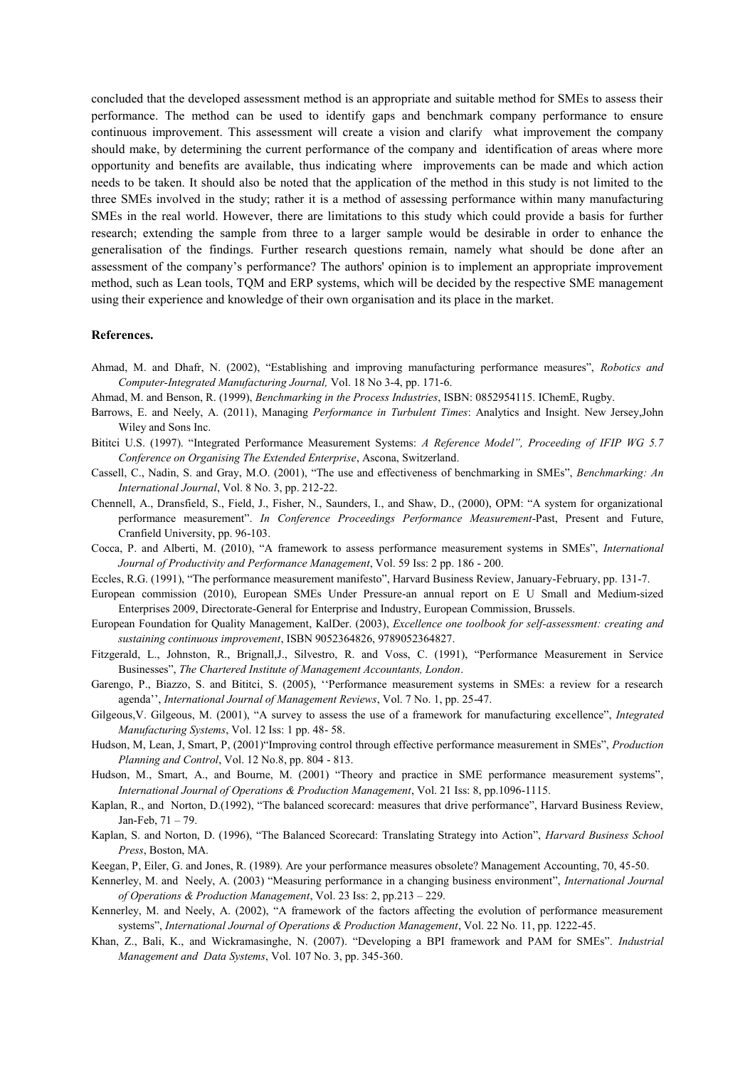concluded that the developed assessment method is an appropriate and suitable method for SMEs to assess their performance. The method can be used to identify gaps and benchmark company performance to ensure continuous improvement. This assessment will create a vision and clarify what improvement the company should make, by determining the current performance of the company and identification of areas where more opportunity and benefits are available, thus indicating where improvements can be made and which action needs to be taken. It should also be noted that the application of the method in this study is not limited to the three SMEs involved in the study; rather it is a method of assessing performance within many manufacturing SMEs in the real world. However, there are limitations to this study which could provide a basis for further research; extending the sample from three to a larger sample would be desirable in order to enhance the generalisation of the findings. Further research questions remain, namely what should be done after an assessment of the company's performance? The authors' opinion is to implement an appropriate improvement method, such as Lean tools, TQM and ERP systems, which will be decided by the respective SME management using their experience and knowledge of their own organisation and its place in the market.

**References.**

Ahmad, M. and Dhafr, N. (2002), "Establishing and improving manufacturing performance measures", *Robotics and Computer-Integrated Manufacturing Journal,* Vol. 18 No 3-4, pp. 171-6.

Ahmad, M. and Benson, R. (1999), *Benchmarking in the Process Industries*, ISBN: 0852954115. IChemE, Rugby.

Barrows, E. and Neely, A. (2011), Managing *Performance in Turbulent Times*: Analytics and Insight. New Jersey,John Wiley and Sons Inc.

Bititci U.S. (1997). "Integrated Performance Measurement Systems: *A Reference Model", Proceeding of IFIP WG 5.7 Conference on Organising The Extended Enterprise*, Ascona, Switzerland.

Cassell, C., Nadin, S. and Gray, M.O. (2001), "The use and effectiveness of benchmarking in SMEs", *Benchmarking: An International Journal*, Vol. 8 No. 3, pp. 212-22.

Chennell, A., Dransfield, S., Field, J., Fisher, N., Saunders, I., and Shaw, D., (2000), OPM: "A system for organizational performance measurement". *In Conference Proceedings Performance Measurement*-Past, Present and Future, Cranfield University, pp. 96-103.

Cocca, P. and Alberti, M. (2010), "A framework to assess performance measurement systems in SMEs", *International Journal of Productivity and Performance Management*, Vol. 59 Iss: 2 pp. 186 - 200.

Eccles, R.G. (1991), "The performance measurement manifesto", Harvard Business Review, January-February, pp. 131-7.

European commission (2010), European SMEs Under Pressure-an annual report on E U Small and Medium-sized Enterprises 2009, Directorate-General for Enterprise and Industry, European Commission, Brussels.

European Foundation for Quality Management, KalDer. (2003), *Excellence one toolbook for self-assessment: creating and sustaining continuous improvement*, ISBN 9052364826, 9789052364827.

Fitzgerald, L., Johnston, R., Brignall,J., Silvestro, R. and Voss, C. (1991), "Performance Measurement in Service Businesses", *The Chartered Institute of Management Accountants, London*.

Garengo, P., Biazzo, S. and Bititci, S. (2005), ''Performance measurement systems in SMEs: a review for a research agenda'', *International Journal of Management Reviews*, Vol. 7 No. 1, pp. 25-47.

Gilgeous,V. Gilgeous, M. (2001), "A survey to assess the use of a framework for manufacturing excellence", *Integrated Manufacturing Systems*, Vol. 12 Iss: 1 pp. 48- 58.

Hudson, M, Lean, J, Smart, P, (2001)"Improving control through effective performance measurement in SMEs", *Production Planning and Control*, Vol. 12 No.8, pp. 804 - 813.

Hudson, M., Smart, A., and Bourne, M. (2001) "Theory and practice in SME performance measurement systems", *International Journal of Operations & Production Management*, Vol. 21 Iss: 8, pp.1096-1115.

Kaplan, R., and Norton, D.(1992), "The balanced scorecard: measures that drive performance", Harvard Business Review, Jan-Feb, 71 – 79.

Kaplan, S. and Norton, D. (1996), "The Balanced Scorecard: Translating Strategy into Action", *Harvard Business School Press*, Boston, MA.

Keegan, P, Eiler, G. and Jones, R. (1989). Are your performance measures obsolete? Management Accounting, 70, 45-50.

Kennerley, M. and Neely, A. (2003) "Measuring performance in a changing business environment", *International Journal of Operations & Production Management*, Vol. 23 Iss: 2, pp.213 – 229.

Kennerley, M. and Neely, A. (2002), "A framework of the factors affecting the evolution of performance measurement systems", *International Journal of Operations & Production Management*, Vol. 22 No. 11, pp. 1222-45.

Khan, Z., Bali, K., and Wickramasinghe, N. (2007). "Developing a BPI framework and PAM for SMEs". *Industrial Management and Data Systems*, Vol. 107 No. 3, pp. 345-360.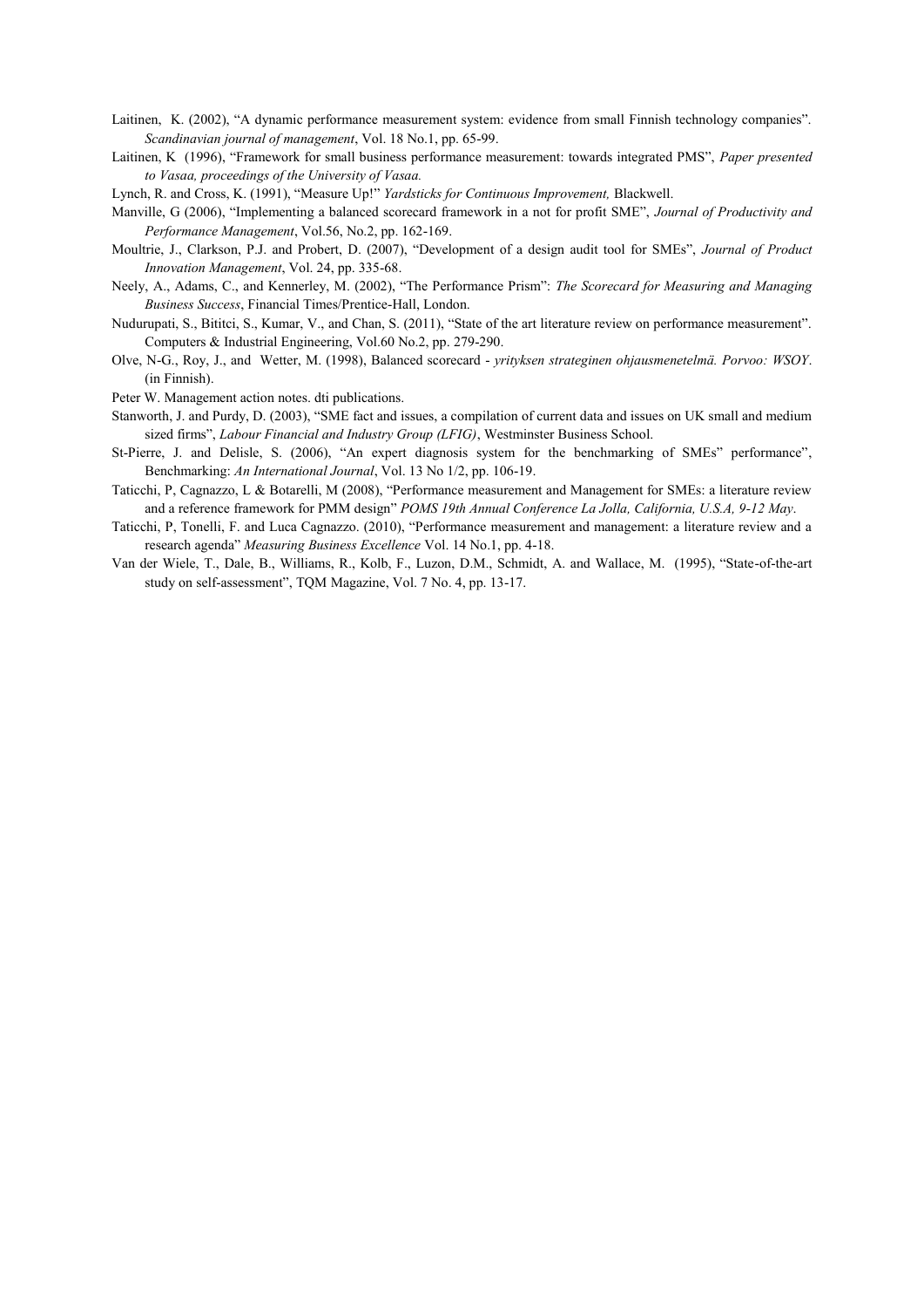Laitinen, K. (2002), "A dynamic performance measurement system: evidence from small Finnish technology companies". *Scandinavian journal of management*, Vol. 18 No.1, pp. 65-99.

Laitinen, K (1996), "Framework for small business performance measurement: towards integrated PMS", *Paper presented to Vasaa, proceedings of the University of Vasaa.*

Lynch, R. and Cross, K. (1991), "Measure Up!" *Yardsticks for Continuous Improvement,* Blackwell.

Manville, G (2006), "Implementing a balanced scorecard framework in a not for profit SME", *Journal of Productivity and Performance Management*, Vol.56, No.2, pp. 162-169.

Moultrie, J., Clarkson, P.J. and Probert, D. (2007), "Development of a design audit tool for SMEs", *Journal of Product Innovation Management*, Vol. 24, pp. 335-68.

Neely, A., Adams, C., and Kennerley, M. (2002), "The Performance Prism": *The Scorecard for Measuring and Managing Business Success*, Financial Times/Prentice-Hall, London.

Nudurupati, S., Bititci, S., Kumar, V., and Chan, S. (2011), "State of the art literature review on performance measurement". Computers & Industrial Engineering, Vol.60 No.2, pp. 279-290.

Olve, N-G., Roy, J., and Wetter, M. (1998), Balanced scorecard - *yrityksen strateginen ohjausmenetelmä. Porvoo: WSOY*. (in Finnish).

Peter W. Management action notes. dti publications.

Stanworth, J. and Purdy, D. (2003), "SME fact and issues, a compilation of current data and issues on UK small and medium sized firms", *Labour Financial and Industry Group (LFIG)*, Westminster Business School.

St-Pierre, J. and Delisle, S. (2006), "An expert diagnosis system for the benchmarking of SMEs" performance", Benchmarking: *An International Journal*, Vol. 13 No 1/2, pp. 106-19.

Taticchi, P, Cagnazzo, L & Botarelli, M (2008), "Performance measurement and Management for SMEs: a literature review and a reference framework for PMM design" *POMS 19th Annual Conference La Jolla, California, U.S.A, 9-12 May*.

Taticchi, P, Tonelli, F. and Luca Cagnazzo. (2010), "Performance measurement and management: a literature review and a research agenda" *Measuring Business Excellence* Vol. 14 No.1, pp. 4-18.

Van der Wiele, T., Dale, B., Williams, R., Kolb, F., Luzon, D.M., Schmidt, A. and Wallace, M. (1995), "State-of-the-art study on self-assessment", TQM Magazine, Vol. 7 No. 4, pp. 13-17.